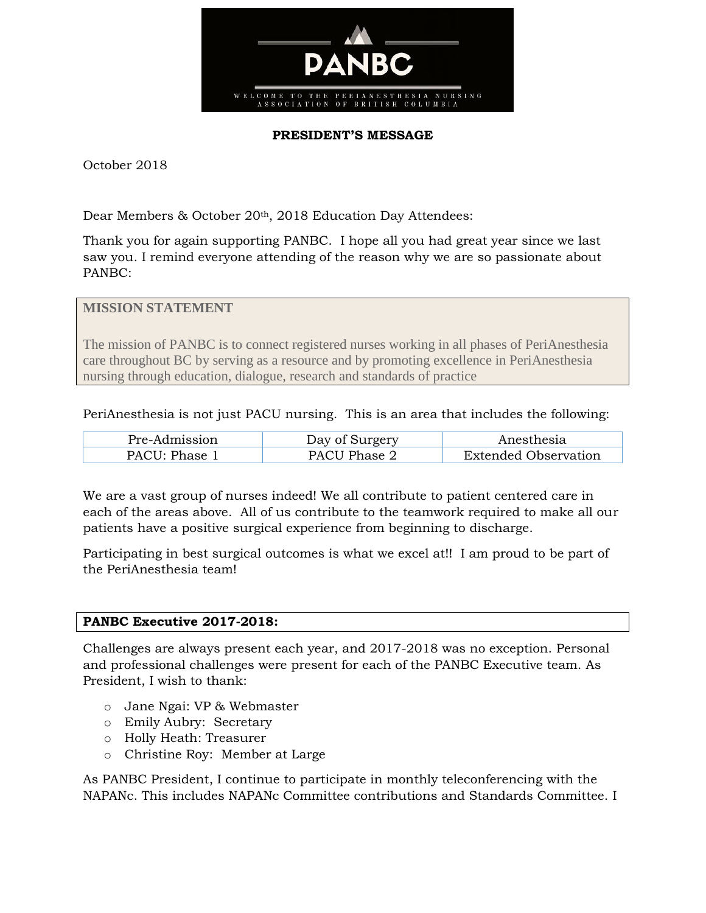PANBC

WELCOME TO THE PERIANESTHESIA NURSING ASSOCIATION OF BRITISH COLUMBIA

**PRESIDENT'S MESSAGE**

October 2018

Dear Members & October 20th, 2018 Education Day Attendees:

Thank you for again supporting PANBC. I hope all you had great year since we last saw you. I remind everyone attending of the reason why we are so passionate about PANBC:

**MISSION STATEMENT**

The mission of PANBC is to connect registered nurses working in all phases of PeriAnesthesia care throughout BC by serving as a resource and by promoting excellence in PeriAnesthesia nursing through education, dialogue, research and standards of practice

PeriAnesthesia is not just PACU nursing. This is an area that includes the following:

| Pre-Admission | Day of Surgery | Anesthesia |
|---|---|---|
| PACU: Phase 1 | PACU Phase 2 | Extended Observation |

We are a vast group of nurses indeed! We all contribute to patient centered care in each of the areas above. All of us contribute to the teamwork required to make all our patients have a positive surgical experience from beginning to discharge.

Participating in best surgical outcomes is what we excel at!! I am proud to be part of the PeriAnesthesia team!

**PANBC Executive 2017-2018:**

Challenges are always present each year, and 2017-2018 was no exception. Personal and professional challenges were present for each of the PANBC Executive team. As President, I wish to thank:

- Jane Ngai: VP & Webmaster
- Emily Aubry: Secretary
- Holly Heath: Treasurer
- Christine Roy: Member at Large

As PANBC President, I continue to participate in monthly teleconferencing with the NAPANc. This includes NAPANc Committee contributions and Standards Committee. I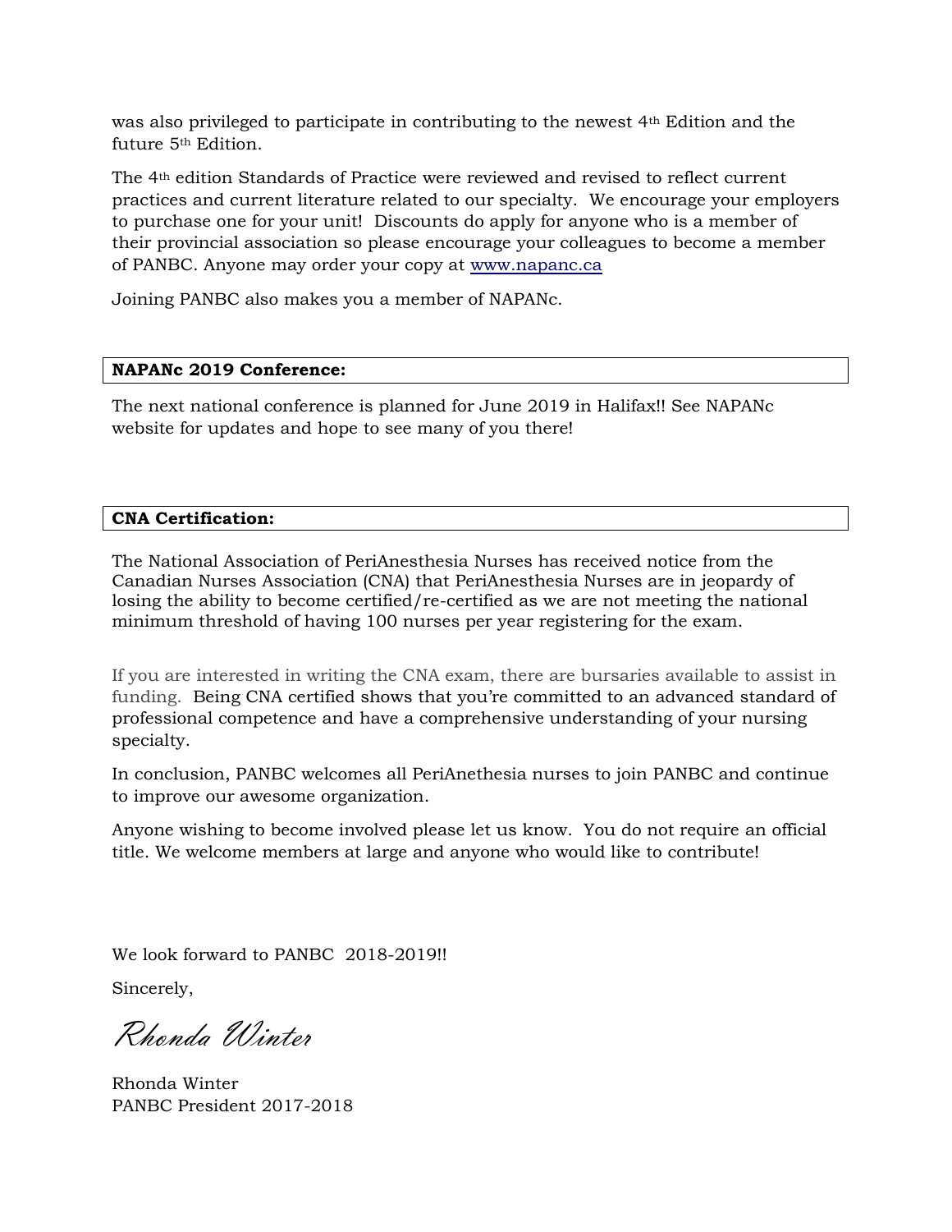was also privileged to participate in contributing to the newest 4th Edition and the future 5th Edition.

The 4th edition Standards of Practice were reviewed and revised to reflect current practices and current literature related to our specialty. We encourage your employers to purchase one for your unit! Discounts do apply for anyone who is a member of their provincial association so please encourage your colleagues to become a member of PANBC. Anyone may order your copy at [www.napanc.ca](http://www.napanc.ca)

Joining PANBC also makes you a member of NAPANc.

**NAPANc 2019 Conference:**

The next national conference is planned for June 2019 in Halifax!! See NAPANc website for updates and hope to see many of you there!

**CNA Certification:**

The National Association of PeriAnesthesia Nurses has received notice from the Canadian Nurses Association (CNA) that PeriAnesthesia Nurses are in jeopardy of losing the ability to become certified/re-certified as we are not meeting the national minimum threshold of having 100 nurses per year registering for the exam.

If you are interested in writing the CNA exam, there are bursaries available to assist in funding. Being CNA certified shows that you're committed to an advanced standard of professional competence and have a comprehensive understanding of your nursing specialty.

In conclusion, PANBC welcomes all PeriAnethesia nurses to join PANBC and continue to improve our awesome organization.

Anyone wishing to become involved please let us know. You do not require an official title. We welcome members at large and anyone who would like to contribute!

We look forward to PANBC 2018-2019!!

Sincerely,

*Rhonda Winter*

Rhonda Winter
PANBC President 2017-2018